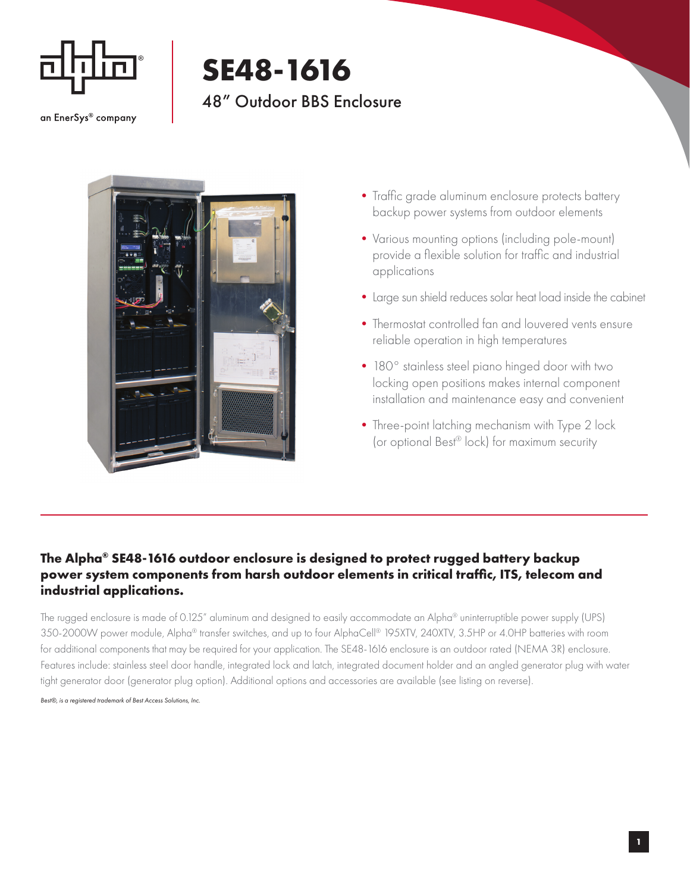an EnerSys® company

# SE48-1616

## 48" Outdoor BBS Enclosure

- Traffic grade aluminum enclosure protects battery backup power systems from outdoor elements
- Various mounting options (including pole-mount) provide a flexible solution for traffic and industrial applications
- Large sun shield reduces solar heat load inside the cabinet
- Thermostat controlled fan and louvered vents ensure reliable operation in high temperatures
- 180° stainless steel piano hinged door with two locking open positions makes internal component installation and maintenance easy and convenient
- Three-point latching mechanism with Type 2 lock (or optional Best® lock) for maximum security

**The Alpha® SE48-1616 outdoor enclosure is designed to protect rugged battery backup power system components from harsh outdoor elements in critical traffic, ITS, telecom and industrial applications.**

The rugged enclosure is made of 0.125" aluminum and designed to easily accommodate an Alpha® uninterruptible power supply (UPS) 350-2000W power module, Alpha® transfer switches, and up to four AlphaCell® 195XTV, 240XTV, 3.5HP or 4.0HP batteries with room for additional components that may be required for your application. The SE48-1616 enclosure is an outdoor rated (NEMA 3R) enclosure. Features include: stainless steel door handle, integrated lock and latch, integrated document holder and an angled generator plug with water tight generator door (generator plug option). Additional options and accessories are available (see listing on reverse).

*Best®, is a registered trademark of Best Access Solutions, Inc.*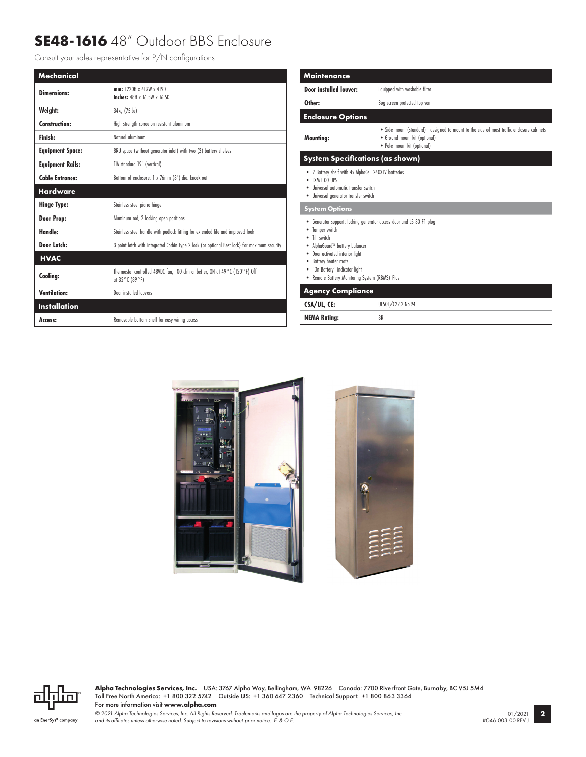# SE48-1616 48" Outdoor BBS Enclosure

Consult your sales representative for P/N configurations

| Mechanical | |
|---|---|
| **Dimensions:** | **mm:** 1220H x 419W x 419D<br>**inches:** 48H x 16.5W x 16.5D |
| **Weight:** | 34kg (75lbs) |
| **Construction:** | High strength corrosion resistant aluminum |
| **Finish:** | Natural aluminum |
| **Equipment Space:** | 8RU space (without generator inlet) with two (2) battery shelves |
| **Equipment Rails:** | EIA standard 19" (vertical) |
| **Cable Entrance:** | Bottom of enclosure: 1 x 76mm (3") dia. knock-out |
| **Hardware** | |
| **Hinge Type:** | Stainless steel piano hinge |
| **Door Prop:** | Aluminum rod, 2 locking open positions |
| **Handle:** | Stainless steel handle with padlock fitting for extended life and improved look |
| **Door Latch:** | 3 point latch with integrated Corbin Type 2 lock (or optional Best lock) for maximum security |
| **HVAC** | |
| **Cooling:** | Thermostat controlled 48VDC fan, 100 cfm or better, ON at 49°C (120°F) Off at 32°C (89°F) |
| **Ventilation:** | Door installed louvers |
| **Installation** | |
| **Access:** | Removable bottom shelf for easy wiring access |

| Maintenance | |
|---|---|
| **Door installed louver:** | Equipped with washable filter |
| **Other:** | Bug screen protected top vent |
| **Enclosure Options** | |
| **Mounting:** | • Side mount (standard) - designed to mount to the side of most traffic enclosure cabinets<br>• Ground mount kit (optional)<br>• Pole mount kit (optional) |

## System Specifications (as shown)

- 2 Battery shelf with 4x AlphaCell 240XTV batteries
- FXM1100 UPS
- Universal automatic transfer switch
- Universal generator transfer switch

## System Options

- Generator support: locking generator access door and L5-30 F1 plug
- Tamper switch
- Tilt switch
- AlphaGuard™ battery balancer
- Door activated interior light
- Battery heater mats
- "On Battery" indicator light
- Remote Battery Monitoring System (RBMS) Plus

| Agency Compliance | |
|---|---|
| **CSA/UL, CE:** | UL50E/C22.2 No.94 |
| **NEMA Rating:** | 3R |

**Alpha Technologies Services, Inc.** USA: 3767 Alpha Way, Bellingham, WA 98226 Canada: 7700 Riverfront Gate, Burnaby, BC V5J 5M4
Toll Free North America: +1 800 322 5742 Outside US: +1 360 647 2360 Technical Support: +1 800 863 3364
For more information visit **www.alpha.com**

*© 2021 Alpha Technologies Services, Inc. All Rights Reserved. Trademarks and logos are the property of Alpha Technologies Services, Inc. and its affiliates unless otherwise noted. Subject to revisions without prior notice. E. & O.E.*

01/2021
#046-003-00 REV J